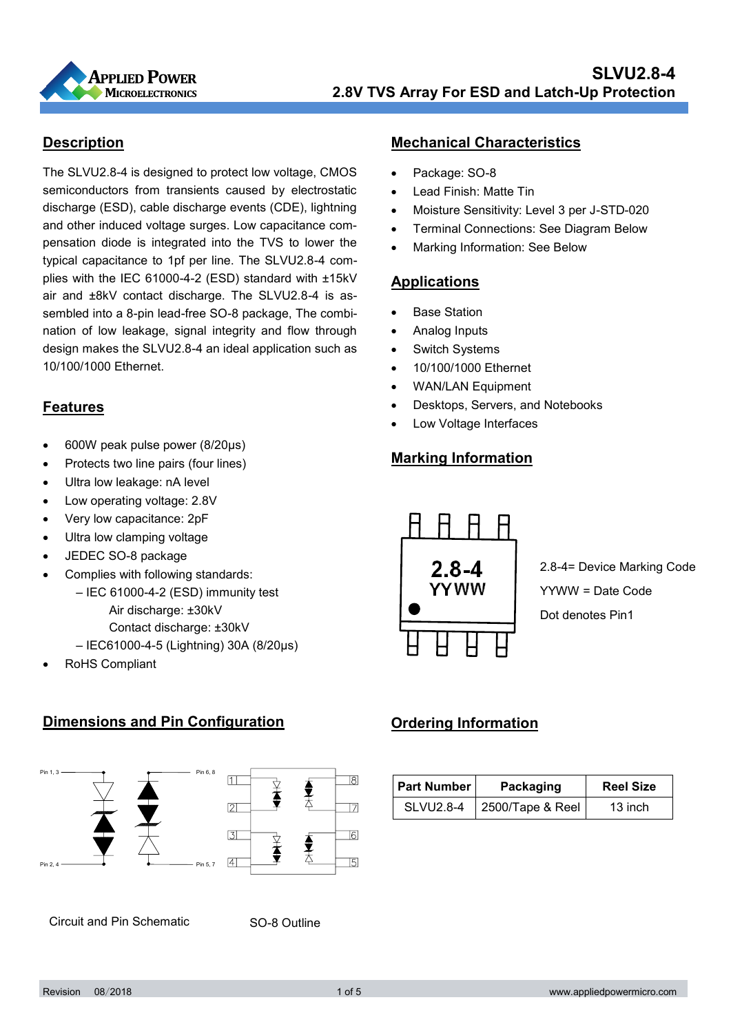# SLVU2.8-4

## 2.8V TVS Array For ESD and Latch-Up Protection

## Description

The SLVU2.8-4 is designed to protect low voltage, CMOS semiconductors from transients caused by electrostatic discharge (ESD), cable discharge events (CDE), lightning and other induced voltage surges. Low capacitance compensation diode is integrated into the TVS to lower the typical capacitance to 1pf per line. The SLVU2.8-4 complies with the IEC 61000-4-2 (ESD) standard with ±15kV air and ±8kV contact discharge. The SLVU2.8-4 is assembled into a 8-pin lead-free SO-8 package, The combination of low leakage, signal integrity and flow through design makes the SLVU2.8-4 an ideal application such as 10/100/1000 Ethernet.

## Features

- 600W peak pulse power (8/20μs)
- Protects two line pairs (four lines)
- Ultra low leakage: nA level
- Low operating voltage: 2.8V
- Very low capacitance: 2pF
- Ultra low clamping voltage
- JEDEC SO-8 package
- Complies with following standards:
  - IEC 61000-4-2 (ESD) immunity test
    - Air discharge: ±30kV
    - Contact discharge: ±30kV
  - IEC61000-4-5 (Lightning) 30A (8/20μs)
- RoHS Compliant

## Mechanical Characteristics

- Package: SO-8
- Lead Finish: Matte Tin
- Moisture Sensitivity: Level 3 per J-STD-020
- Terminal Connections: See Diagram Below
- Marking Information: See Below

## Applications

- Base Station
- Analog Inputs
- Switch Systems
- 10/100/1000 Ethernet
- WAN/LAN Equipment
- Desktops, Servers, and Notebooks
- Low Voltage Interfaces

## Marking Information

2.8-4
YYWW

2.8-4= Device Marking Code

YYWW = Date Code

Dot denotes Pin1

## Dimensions and Pin Configuration

Pin 1, 3 — Pin 6, 8 — Pin 2, 4 — Pin 5, 7

Circuit and Pin Schematic

SO-8 Outline

## Ordering Information

| Part Number | Packaging | Reel Size |
| --- | --- | --- |
| SLVU2.8-4 | 2500/Tape & Reel | 13 inch |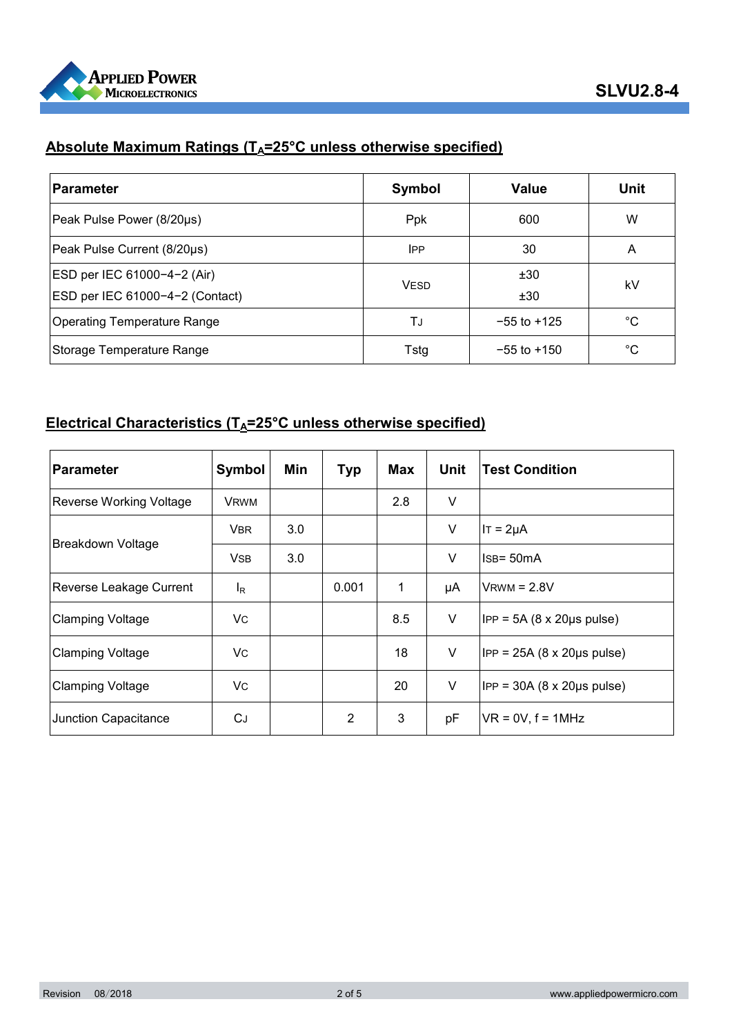## Absolute Maximum Ratings ($T_A$=25°C unless otherwise specified)

| Parameter | Symbol | Value | Unit |
|---|---|---|---|
| Peak Pulse Power (8/20μs) | Ppk | 600 | W |
| Peak Pulse Current (8/20μs) | $I_{PP}$ | 30 | A |
| ESD per IEC 61000−4−2 (Air)<br>ESD per IEC 61000−4−2 (Contact) | $V_{ESD}$ | ±30<br>±30 | kV |
| Operating Temperature Range | $T_J$ | −55 to +125 | °C |
| Storage Temperature Range | Tstg | −55 to +150 | °C |

## Electrical Characteristics ($T_A$=25°C unless otherwise specified)

| Parameter | Symbol | Min | Typ | Max | Unit | Test Condition |
|---|---|---|---|---|---|---|
| Reverse Working Voltage | $V_{RWM}$ | | | 2.8 | V | |
| Breakdown Voltage | $V_{BR}$ | 3.0 | | | V | $I_T$ = 2μA |
| | $V_{SB}$ | 3.0 | | | V | $I_{SB}$= 50mA |
| Reverse Leakage Current | $I_R$ | | 0.001 | 1 | μA | $V_{RWM}$ = 2.8V |
| Clamping Voltage | $V_C$ | | | 8.5 | V | $I_{PP}$ = 5A (8 x 20μs pulse) |
| Clamping Voltage | $V_C$ | | | 18 | V | $I_{PP}$ = 25A (8 x 20μs pulse) |
| Clamping Voltage | $V_C$ | | | 20 | V | $I_{PP}$ = 30A (8 x 20μs pulse) |
| Junction Capacitance | $C_J$ | | 2 | 3 | pF | $V_R$ = 0V, f = 1MHz |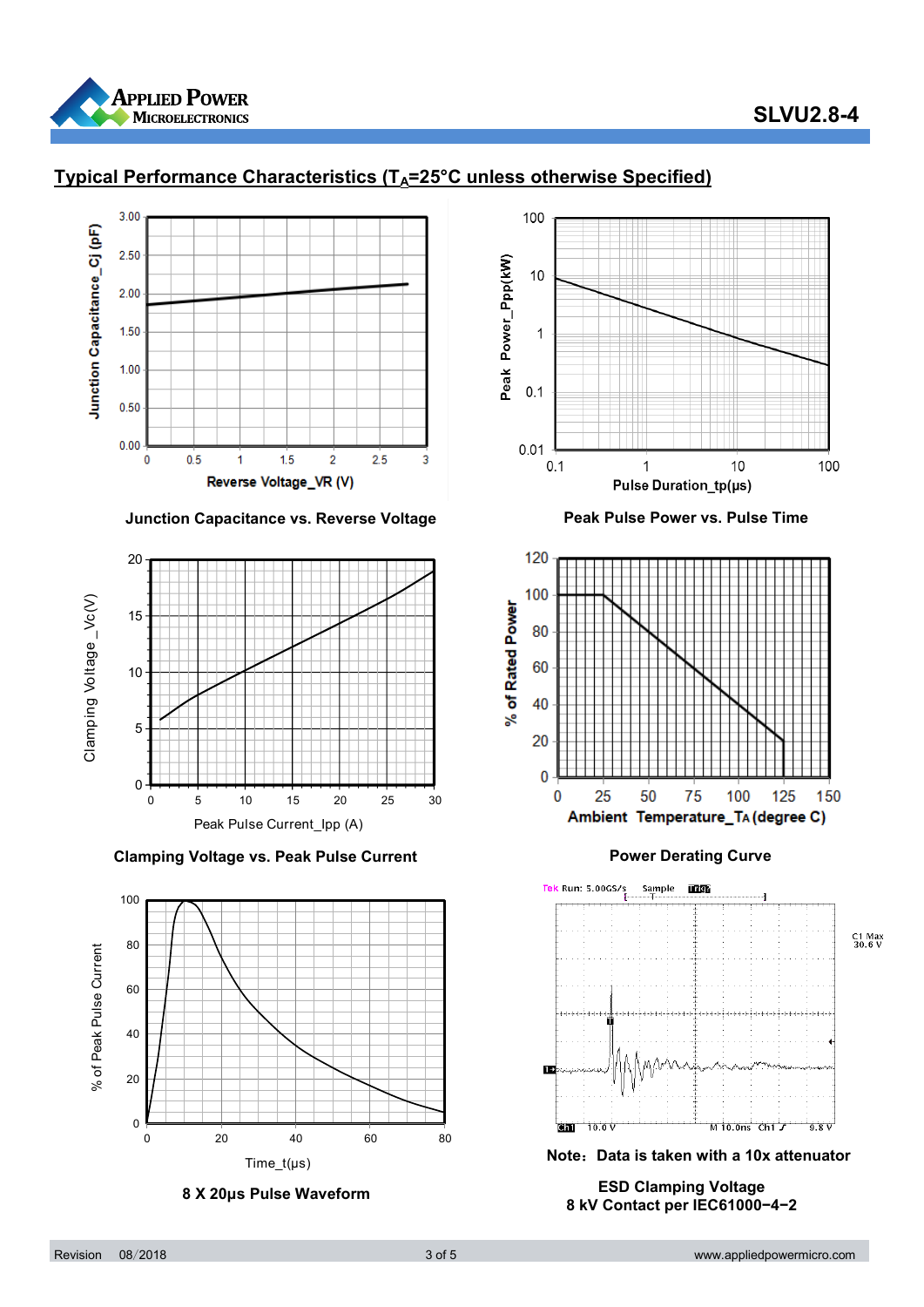## Typical Performance Characteristics ($T_A$=25°C unless otherwise Specified)

Junction Capacitance vs. Reverse Voltage

Peak Pulse Power vs. Pulse Time

Clamping Voltage vs. Peak Pulse Current

Power Derating Curve

8 X 20μs Pulse Waveform

Note：Data is taken with a 10x attenuator

ESD Clamping Voltage
8 kV Contact per IEC61000−4−2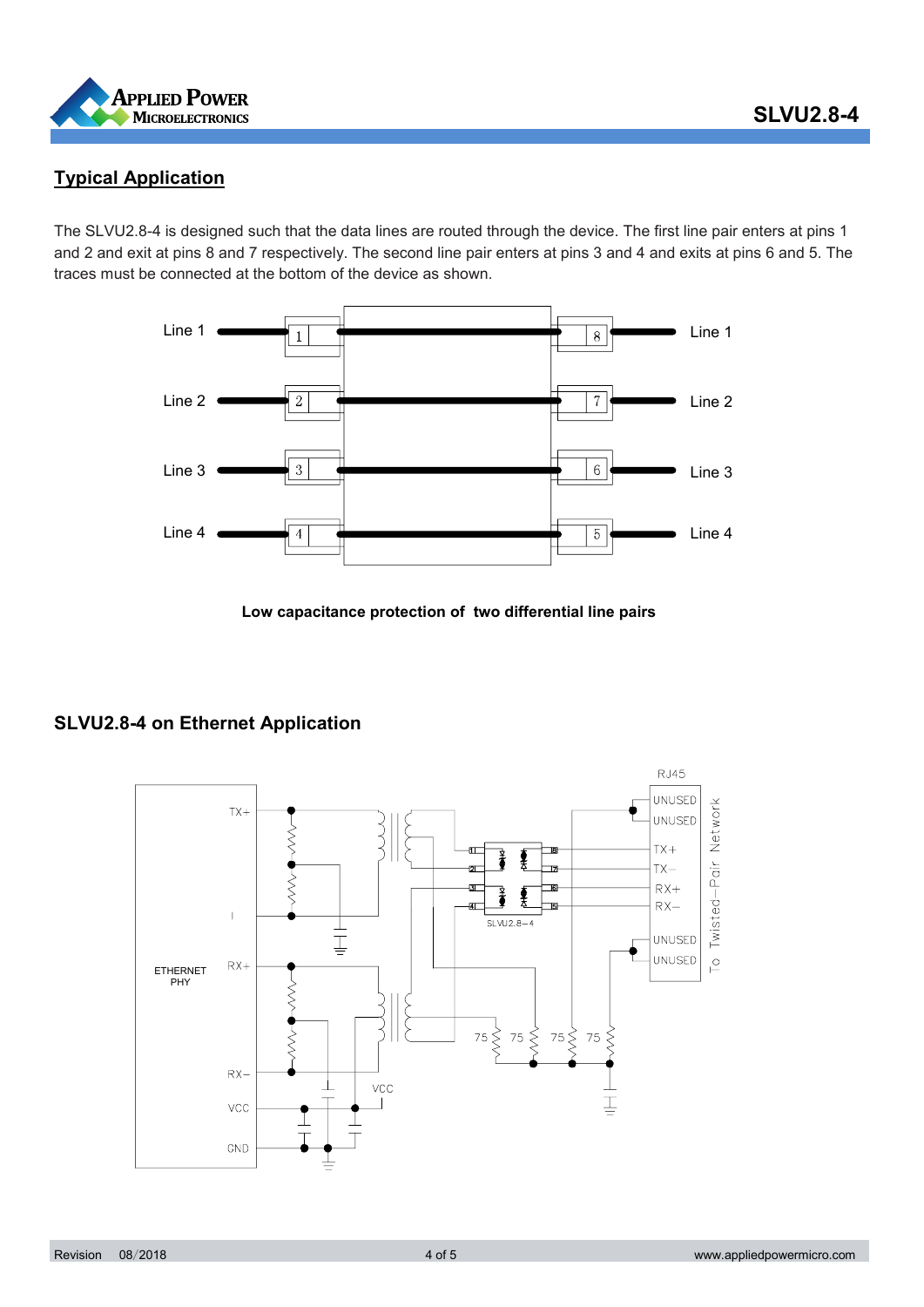## Typical Application

The SLVU2.8-4 is designed such that the data lines are routed through the device. The first line pair enters at pins 1 and 2 and exit at pins 8 and 7 respectively. The second line pair enters at pins 3 and 4 and exits at pins 6 and 5. The traces must be connected at the bottom of the device as shown.

**Low capacitance protection of two differential line pairs**

## SLVU2.8-4 on Ethernet Application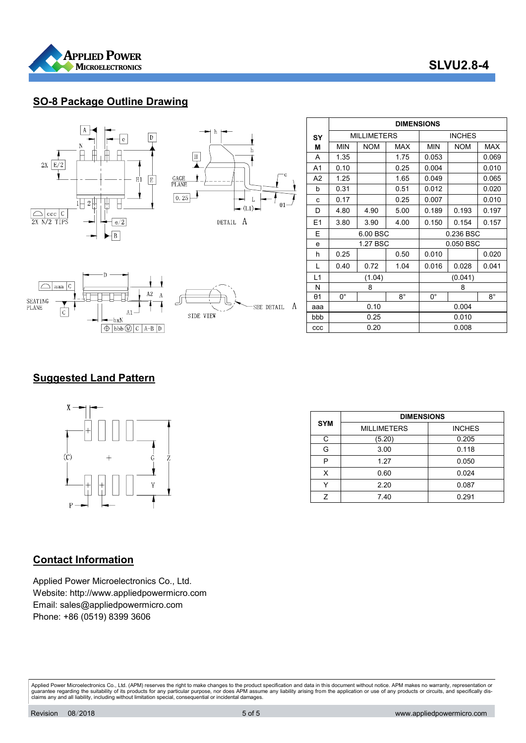## SO-8 Package Outline Drawing

| SYM | DIMENSIONS | | | | | |
|---|---|---|---|---|---|---|
| | MILLIMETERS | | | INCHES | | |
| | MIN | NOM | MAX | MIN | NOM | MAX |
| A | 1.35 | | 1.75 | 0.053 | | 0.069 |
| A1 | 0.10 | | 0.25 | 0.004 | | 0.010 |
| A2 | 1.25 | | 1.65 | 0.049 | | 0.065 |
| b | 0.31 | | 0.51 | 0.012 | | 0.020 |
| c | 0.17 | | 0.25 | 0.007 | | 0.010 |
| D | 4.80 | 4.90 | 5.00 | 0.189 | 0.193 | 0.197 |
| E1 | 3.80 | 3.90 | 4.00 | 0.150 | 0.154 | 0.157 |
| E | 6.00 BSC | | | 0.236 BSC | | |
| e | 1.27 BSC | | | 0.050 BSC | | |
| h | 0.25 | | 0.50 | 0.010 | | 0.020 |
| L | 0.40 | 0.72 | 1.04 | 0.016 | 0.028 | 0.041 |
| L1 | (1.04) | | | (0.041) | | |
| N | 8 | | | 8 | | |
| θ1 | 0° | | 8° | 0° | | 8° |
| aaa | 0.10 | | | 0.004 | | |
| bbb | 0.25 | | | 0.010 | | |
| ccc | 0.20 | | | 0.008 | | |

## Suggested Land Pattern

| SYM | DIMENSIONS | |
|---|---|---|
| | MILLIMETERS | INCHES |
| C | (5.20) | 0.205 |
| G | 3.00 | 0.118 |
| P | 1.27 | 0.050 |
| X | 0.60 | 0.024 |
| Y | 2.20 | 0.087 |
| Z | 7.40 | 0.291 |

## Contact Information

Applied Power Microelectronics Co., Ltd.
Website: http://www.appliedpowermicro.com
Email: sales@appliedpowermicro.com
Phone: +86 (0519) 8399 3606

Applied Power Microelectronics Co., Ltd. (APM) reserves the right to make changes to the product specification and data in this document without notice. APM makes no warranty, representation or guarantee regarding the suitability of its products for any particular purpose, nor does APM assume any liability arising from the application or use of any products or circuits, and specifically disclaims any and all liability, including without limitation special, consequential or incidental damages.